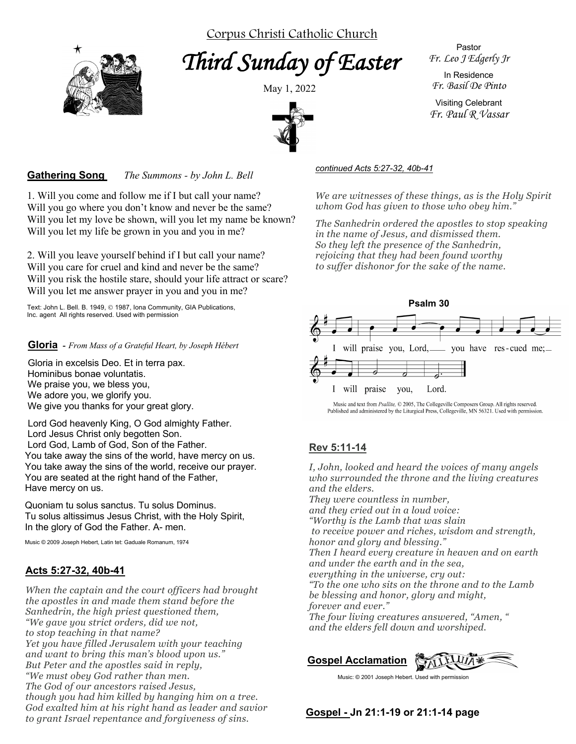Corpus Christi Catholic Church

# Third Sunday of Easter

May 1, 2022

Pastor
*Fr. Leo J Edgerly Jr*

In Residence
*Fr. Basil De Pinto*

Visiting Celebrant
*Fr. Paul R Vassar*

## Gathering Song *The Summons - by John L. Bell*

1. Will you come and follow me if I but call your name?
Will you go where you don't know and never be the same?
Will you let my love be shown, will you let my name be known?
Will you let my life be grown in you and you in me?

2. Will you leave yourself behind if I but call your name?
Will you care for cruel and kind and never be the same?
Will you risk the hostile stare, should your life attract or scare?
Will you let me answer prayer in you and you in me?

Text: John L. Bell. B. 1949, © 1987, Iona Community, GIA Publications, Inc. agent All rights reserved. Used with permission

## Gloria - *From Mass of a Grateful Heart, by Joseph Hébert*

Gloria in excelsis Deo. Et in terra pax.
Hominibus bonae voluntatis.
We praise you, we bless you,
We adore you, we glorify you.
We give you thanks for your great glory.

Lord God heavenly King, O God almighty Father.
Lord Jesus Christ only begotten Son.
Lord God, Lamb of God, Son of the Father.
You take away the sins of the world, have mercy on us.
You take away the sins of the world, receive our prayer.
You are seated at the right hand of the Father,
Have mercy on us.

Quoniam tu solus sanctus. Tu solus Dominus.
Tu solus altissimus Jesus Christ, with the Holy Spirit,
In the glory of God the Father. A- men.

Music © 2009 Joseph Hebert, Latin tet: Gaduale Romanum, 1974

## Acts 5:27-32, 40b-41

*When the captain and the court officers had brought the apostles in and made them stand before the Sanhedrin, the high priest questioned them,*
*"We gave you strict orders, did we not,*
*to stop teaching in that name?*
*Yet you have filled Jerusalem with your teaching and want to bring this man's blood upon us."*
*But Peter and the apostles said in reply,*
*"We must obey God rather than men.*
*The God of our ancestors raised Jesus,*
*though you had him killed by hanging him on a tree.*
*God exalted him at his right hand as leader and savior to grant Israel repentance and forgiveness of sins.*

*continued Acts 5:27-32, 40b-41*

*We are witnesses of these things, as is the Holy Spirit whom God has given to those who obey him."*

*The Sanhedrin ordered the apostles to stop speaking in the name of Jesus, and dismissed them.*
*So they left the presence of the Sanhedrin,*
*rejoicing that they had been found worthy*
*to suffer dishonor for the sake of the name.*

## Psalm 30

I will praise you, Lord, you have rescued me; I will praise you, Lord.

Music and text from *Psallite,* © 2005, The Collegeville Composers Group. All rights reserved. Published and administered by the Liturgical Press, Collegeville, MN 56321. Used with permission.

## Rev 5:11-14

*I, John, looked and heard the voices of many angels who surrounded the throne and the living creatures and the elders.*
*They were countless in number,*
*and they cried out in a loud voice:*
*"Worthy is the Lamb that was slain*
*to receive power and riches, wisdom and strength, honor and glory and blessing."*
*Then I heard every creature in heaven and on earth and under the earth and in the sea,*
*everything in the universe, cry out:*
*"To the one who sits on the throne and to the Lamb be blessing and honor, glory and might,*
*forever and ever."*
*The four living creatures answered, "Amen, "*
*and the elders fell down and worshiped.*

## Gospel Acclamation

Alleluia

Music: © 2001 Joseph Hebert. Used with permission

## Gospel - Jn 21:1-19 or 21:1-14 page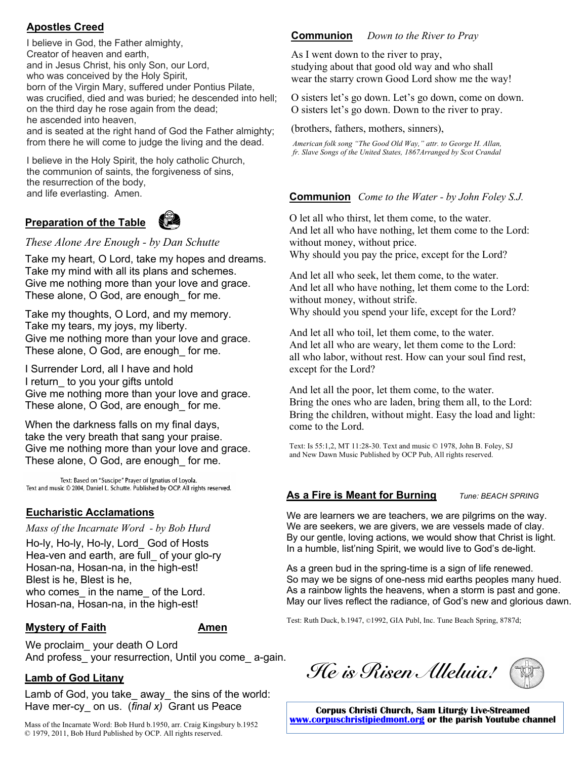## Apostles Creed

I believe in God, the Father almighty,
Creator of heaven and earth,
and in Jesus Christ, his only Son, our Lord,
who was conceived by the Holy Spirit,
born of the Virgin Mary, suffered under Pontius Pilate,
was crucified, died and was buried; he descended into hell;
on the third day he rose again from the dead;
he ascended into heaven,
and is seated at the right hand of God the Father almighty;
from there he will come to judge the living and the dead.

I believe in the Holy Spirit, the holy catholic Church,
the communion of saints, the forgiveness of sins,
the resurrection of the body,
and life everlasting. Amen.

## Preparation of the Table

*These Alone Are Enough - by Dan Schutte*

Take my heart, O Lord, take my hopes and dreams.
Take my mind with all its plans and schemes.
Give me nothing more than your love and grace.
These alone, O God, are enough_ for me.

Take my thoughts, O Lord, and my memory.
Take my tears, my joys, my liberty.
Give me nothing more than your love and grace.
These alone, O God, are enough_ for me.

I Surrender Lord, all I have and hold
I return_ to you your gifts untold
Give me nothing more than your love and grace.
These alone, O God, are enough_ for me.

When the darkness falls on my final days,
take the very breath that sang your praise.
Give me nothing more than your love and grace.
These alone, O God, are enough_ for me.

Text: Based on "Suscipe" Prayer of Ignatius of Loyola.
Text and music © 2004, Daniel L. Schutte. Published by OCP. All rights reserved.

## Eucharistic Acclamations

*Mass of the Incarnate Word - by Bob Hurd*

Ho-ly, Ho-ly, Ho-ly, Lord_ God of Hosts
Hea-ven and earth, are full_ of your glo-ry
Hosan-na, Hosan-na, in the high-est!
Blest is he, Blest is he,
who comes_ in the name_ of the Lord.
Hosan-na, Hosan-na, in the high-est!

## Mystery of Faith

## Amen

We proclaim_ your death O Lord
And profess_ your resurrection, Until you come_ a-gain.

## Lamb of God Litany

Lamb of God, you take_ away_ the sins of the world:
Have mer-cy_ on us. (*final x*) Grant us Peace

Mass of the Incarnate Word: Bob Hurd b.1950, arr. Craig Kingsbury b.1952
© 1979, 2011, Bob Hurd Published by OCP. All rights reserved.

## Communion *Down to the River to Pray*

As I went down to the river to pray,
studying about that good old way and who shall
wear the starry crown Good Lord show me the way!

O sisters let's go down. Let's go down, come on down.
O sisters let's go down. Down to the river to pray.

(brothers, fathers, mothers, sinners),

*American folk song "The Good Old Way," attr. to George H. Allan, fr. Slave Songs of the United States, 1867Arranged by Scot Crandal*

## Communion *Come to the Water - by John Foley S.J.*

O let all who thirst, let them come, to the water.
And let all who have nothing, let them come to the Lord:
without money, without price.
Why should you pay the price, except for the Lord?

And let all who seek, let them come, to the water.
And let all who have nothing, let them come to the Lord:
without money, without strife.
Why should you spend your life, except for the Lord?

And let all who toil, let them come, to the water.
And let all who are weary, let them come to the Lord:
all who labor, without rest. How can your soul find rest,
except for the Lord?

And let all the poor, let them come, to the water.
Bring the ones who are laden, bring them all, to the Lord:
Bring the children, without might. Easy the load and light:
come to the Lord.

Text: Is 55:1,2, MT 11:28-30. Text and music © 1978, John B. Foley, SJ and New Dawn Music Published by OCP Pub, All rights reserved.

## As a Fire is Meant for Burning *Tune: BEACH SPRING*

We are learners we are teachers, we are pilgrims on the way.
We are seekers, we are givers, we are vessels made of clay.
By our gentle, loving actions, we would show that Christ is light.
In a humble, list'ning Spirit, we would live to God's de-light.

As a green bud in the spring-time is a sign of life renewed.
So may we be signs of one-ness mid earths peoples many hued.
As a rainbow lights the heavens, when a storm is past and gone.
May our lives reflect the radiance, of God's new and glorious dawn.

Test: Ruth Duck, b.1947, ©1992, GIA Publ, Inc. Tune Beach Spring, 8787d;

*He is Risen Alleluia!*

**Corpus Christi Church, 8am Liturgy Live-Streamed**
**www.corpuschristipiedmont.org or the parish Youtube channel**